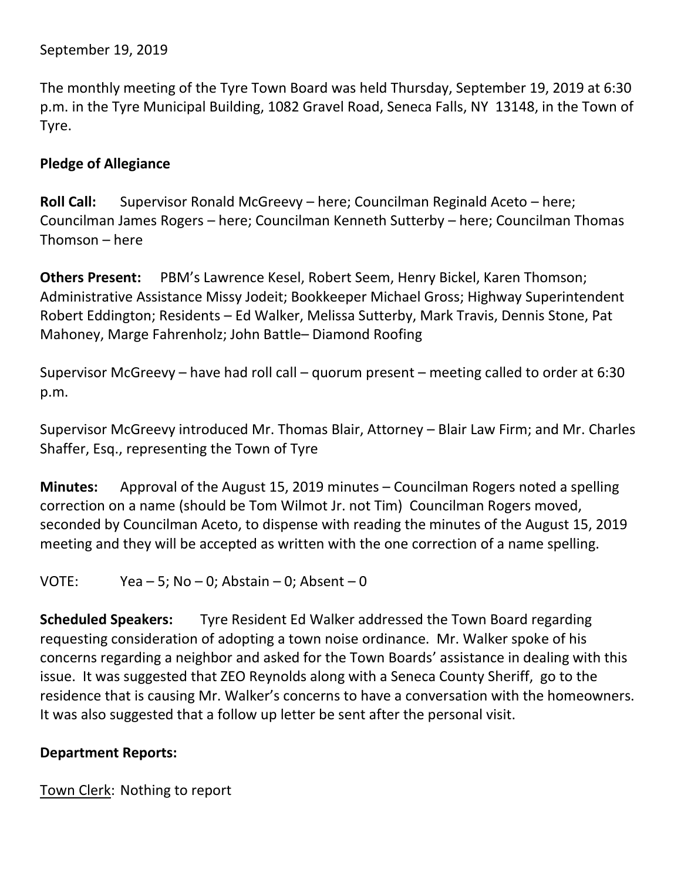September 19, 2019

The monthly meeting of the Tyre Town Board was held Thursday, September 19, 2019 at 6:30 p.m. in the Tyre Municipal Building, 1082 Gravel Road, Seneca Falls, NY 13148, in the Town of Tyre.

**Pledge of Allegiance**

**Roll Call:** Supervisor Ronald McGreevy – here; Councilman Reginald Aceto – here; Councilman James Rogers – here; Councilman Kenneth Sutterby – here; Councilman Thomas Thomson – here

**Others Present:** PBM's Lawrence Kesel, Robert Seem, Henry Bickel, Karen Thomson; Administrative Assistance Missy Jodeit; Bookkeeper Michael Gross; Highway Superintendent Robert Eddington; Residents – Ed Walker, Melissa Sutterby, Mark Travis, Dennis Stone, Pat Mahoney, Marge Fahrenholz; John Battle– Diamond Roofing

Supervisor McGreevy – have had roll call – quorum present – meeting called to order at 6:30 p.m.

Supervisor McGreevy introduced Mr. Thomas Blair, Attorney – Blair Law Firm; and Mr. Charles Shaffer, Esq., representing the Town of Tyre

**Minutes:** Approval of the August 15, 2019 minutes – Councilman Rogers noted a spelling correction on a name (should be Tom Wilmot Jr. not Tim) Councilman Rogers moved, seconded by Councilman Aceto, to dispense with reading the minutes of the August 15, 2019 meeting and they will be accepted as written with the one correction of a name spelling.

VOTE: Yea – 5; No – 0; Abstain – 0; Absent – 0

**Scheduled Speakers:** Tyre Resident Ed Walker addressed the Town Board regarding requesting consideration of adopting a town noise ordinance. Mr. Walker spoke of his concerns regarding a neighbor and asked for the Town Boards' assistance in dealing with this issue. It was suggested that ZEO Reynolds along with a Seneca County Sheriff, go to the residence that is causing Mr. Walker's concerns to have a conversation with the homeowners. It was also suggested that a follow up letter be sent after the personal visit.

**Department Reports:**

Town Clerk: Nothing to report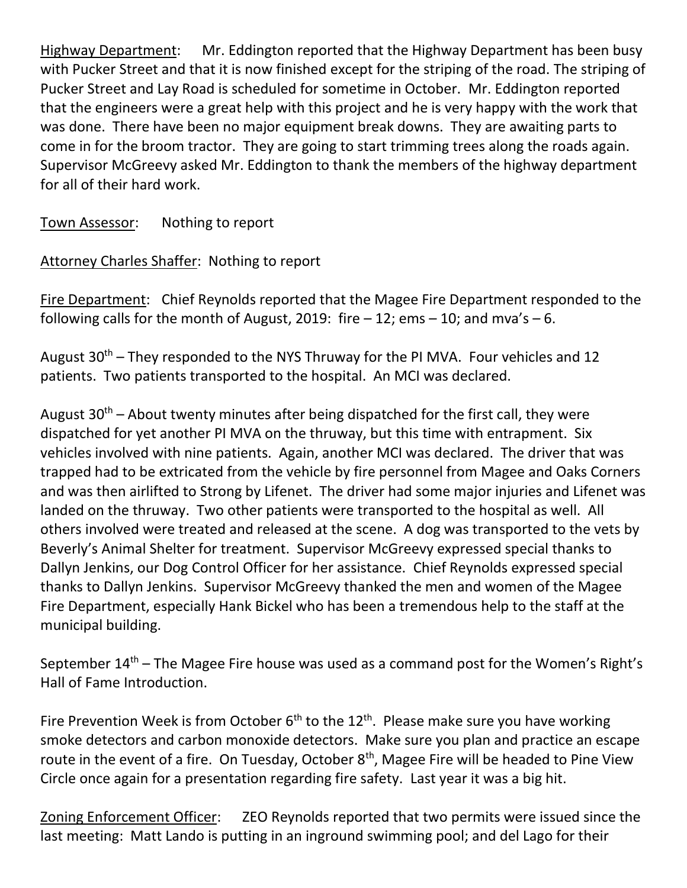Highway Department: Mr. Eddington reported that the Highway Department has been busy with Pucker Street and that it is now finished except for the striping of the road. The striping of Pucker Street and Lay Road is scheduled for sometime in October. Mr. Eddington reported that the engineers were a great help with this project and he is very happy with the work that was done. There have been no major equipment break downs. They are awaiting parts to come in for the broom tractor. They are going to start trimming trees along the roads again. Supervisor McGreevy asked Mr. Eddington to thank the members of the highway department for all of their hard work.

Town Assessor: Nothing to report

Attorney Charles Shaffer: Nothing to report

Fire Department: Chief Reynolds reported that the Magee Fire Department responded to the following calls for the month of August, 2019: fire – 12; ems – 10; and mva's – 6.

August 30th – They responded to the NYS Thruway for the PI MVA. Four vehicles and 12 patients. Two patients transported to the hospital. An MCI was declared.

August 30th – About twenty minutes after being dispatched for the first call, they were dispatched for yet another PI MVA on the thruway, but this time with entrapment. Six vehicles involved with nine patients. Again, another MCI was declared. The driver that was trapped had to be extricated from the vehicle by fire personnel from Magee and Oaks Corners and was then airlifted to Strong by Lifenet. The driver had some major injuries and Lifenet was landed on the thruway. Two other patients were transported to the hospital as well. All others involved were treated and released at the scene. A dog was transported to the vets by Beverly's Animal Shelter for treatment. Supervisor McGreevy expressed special thanks to Dallyn Jenkins, our Dog Control Officer for her assistance. Chief Reynolds expressed special thanks to Dallyn Jenkins. Supervisor McGreevy thanked the men and women of the Magee Fire Department, especially Hank Bickel who has been a tremendous help to the staff at the municipal building.

September 14th – The Magee Fire house was used as a command post for the Women's Right's Hall of Fame Introduction.

Fire Prevention Week is from October 6th to the 12th. Please make sure you have working smoke detectors and carbon monoxide detectors. Make sure you plan and practice an escape route in the event of a fire. On Tuesday, October 8th, Magee Fire will be headed to Pine View Circle once again for a presentation regarding fire safety. Last year it was a big hit.

Zoning Enforcement Officer: ZEO Reynolds reported that two permits were issued since the last meeting: Matt Lando is putting in an inground swimming pool; and del Lago for their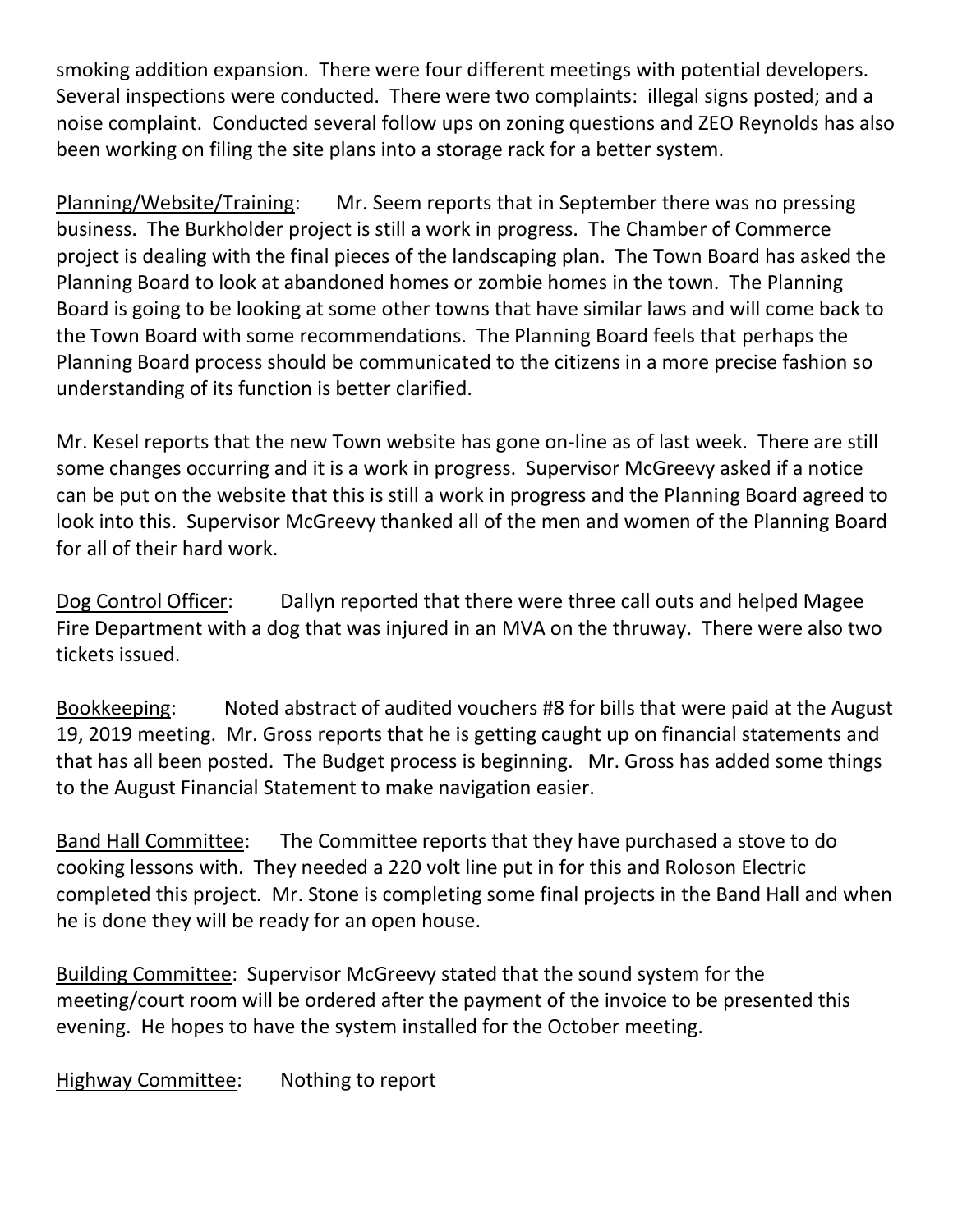smoking addition expansion. There were four different meetings with potential developers. Several inspections were conducted. There were two complaints: illegal signs posted; and a noise complaint. Conducted several follow ups on zoning questions and ZEO Reynolds has also been working on filing the site plans into a storage rack for a better system.

Planning/Website/Training: Mr. Seem reports that in September there was no pressing business. The Burkholder project is still a work in progress. The Chamber of Commerce project is dealing with the final pieces of the landscaping plan. The Town Board has asked the Planning Board to look at abandoned homes or zombie homes in the town. The Planning Board is going to be looking at some other towns that have similar laws and will come back to the Town Board with some recommendations. The Planning Board feels that perhaps the Planning Board process should be communicated to the citizens in a more precise fashion so understanding of its function is better clarified.

Mr. Kesel reports that the new Town website has gone on-line as of last week. There are still some changes occurring and it is a work in progress. Supervisor McGreevy asked if a notice can be put on the website that this is still a work in progress and the Planning Board agreed to look into this. Supervisor McGreevy thanked all of the men and women of the Planning Board for all of their hard work.

Dog Control Officer: Dallyn reported that there were three call outs and helped Magee Fire Department with a dog that was injured in an MVA on the thruway. There were also two tickets issued.

Bookkeeping: Noted abstract of audited vouchers #8 for bills that were paid at the August 19, 2019 meeting. Mr. Gross reports that he is getting caught up on financial statements and that has all been posted. The Budget process is beginning. Mr. Gross has added some things to the August Financial Statement to make navigation easier.

Band Hall Committee: The Committee reports that they have purchased a stove to do cooking lessons with. They needed a 220 volt line put in for this and Roloson Electric completed this project. Mr. Stone is completing some final projects in the Band Hall and when he is done they will be ready for an open house.

Building Committee: Supervisor McGreevy stated that the sound system for the meeting/court room will be ordered after the payment of the invoice to be presented this evening. He hopes to have the system installed for the October meeting.

Highway Committee: Nothing to report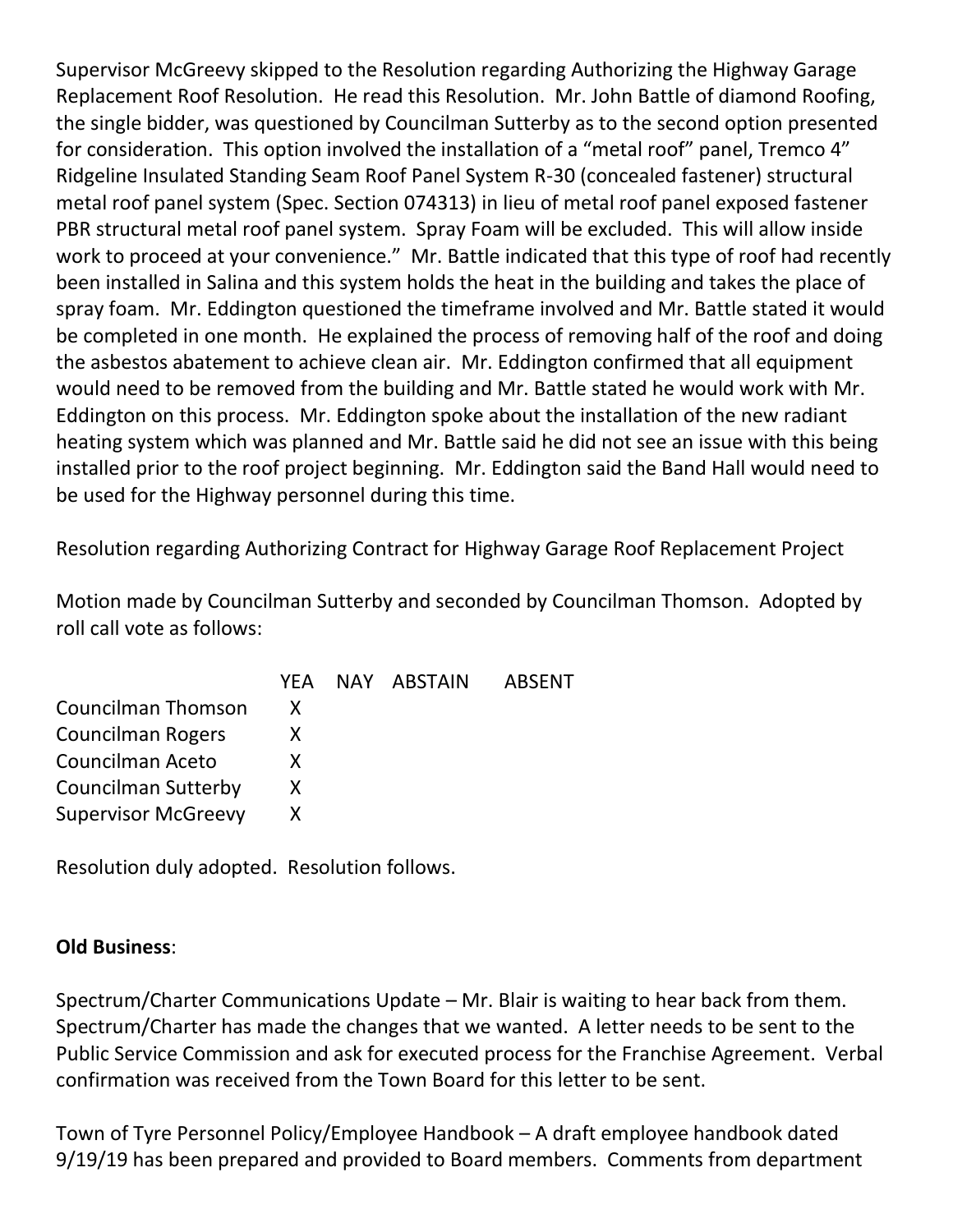Supervisor McGreevy skipped to the Resolution regarding Authorizing the Highway Garage Replacement Roof Resolution. He read this Resolution. Mr. John Battle of diamond Roofing, the single bidder, was questioned by Councilman Sutterby as to the second option presented for consideration. This option involved the installation of a "metal roof" panel, Tremco 4" Ridgeline Insulated Standing Seam Roof Panel System R-30 (concealed fastener) structural metal roof panel system (Spec. Section 074313) in lieu of metal roof panel exposed fastener PBR structural metal roof panel system. Spray Foam will be excluded. This will allow inside work to proceed at your convenience." Mr. Battle indicated that this type of roof had recently been installed in Salina and this system holds the heat in the building and takes the place of spray foam. Mr. Eddington questioned the timeframe involved and Mr. Battle stated it would be completed in one month. He explained the process of removing half of the roof and doing the asbestos abatement to achieve clean air. Mr. Eddington confirmed that all equipment would need to be removed from the building and Mr. Battle stated he would work with Mr. Eddington on this process. Mr. Eddington spoke about the installation of the new radiant heating system which was planned and Mr. Battle said he did not see an issue with this being installed prior to the roof project beginning. Mr. Eddington said the Band Hall would need to be used for the Highway personnel during this time.

Resolution regarding Authorizing Contract for Highway Garage Roof Replacement Project

Motion made by Councilman Sutterby and seconded by Councilman Thomson. Adopted by roll call vote as follows:

| | YEA | NAY | ABSTAIN | ABSENT |
|---|---|---|---|---|
| Councilman Thomson | X | | | |
| Councilman Rogers | X | | | |
| Councilman Aceto | X | | | |
| Councilman Sutterby | X | | | |
| Supervisor McGreevy | X | | | |

Resolution duly adopted. Resolution follows.

**Old Business**:

Spectrum/Charter Communications Update – Mr. Blair is waiting to hear back from them. Spectrum/Charter has made the changes that we wanted. A letter needs to be sent to the Public Service Commission and ask for executed process for the Franchise Agreement. Verbal confirmation was received from the Town Board for this letter to be sent.

Town of Tyre Personnel Policy/Employee Handbook – A draft employee handbook dated 9/19/19 has been prepared and provided to Board members. Comments from department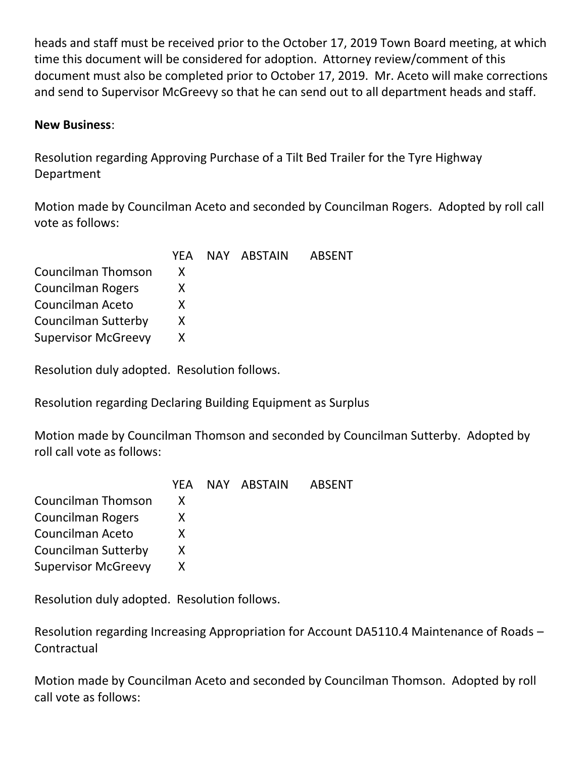heads and staff must be received prior to the October 17, 2019 Town Board meeting, at which time this document will be considered for adoption. Attorney review/comment of this document must also be completed prior to October 17, 2019. Mr. Aceto will make corrections and send to Supervisor McGreevy so that he can send out to all department heads and staff.

**New Business**:

Resolution regarding Approving Purchase of a Tilt Bed Trailer for the Tyre Highway Department

Motion made by Councilman Aceto and seconded by Councilman Rogers. Adopted by roll call vote as follows:

| | YEA | NAY | ABSTAIN | ABSENT |
|---|---|---|---|---|
| Councilman Thomson | X | | | |
| Councilman Rogers | X | | | |
| Councilman Aceto | X | | | |
| Councilman Sutterby | X | | | |
| Supervisor McGreevy | X | | | |

Resolution duly adopted. Resolution follows.

Resolution regarding Declaring Building Equipment as Surplus

Motion made by Councilman Thomson and seconded by Councilman Sutterby. Adopted by roll call vote as follows:

| | YEA | NAY | ABSTAIN | ABSENT |
|---|---|---|---|---|
| Councilman Thomson | X | | | |
| Councilman Rogers | X | | | |
| Councilman Aceto | X | | | |
| Councilman Sutterby | X | | | |
| Supervisor McGreevy | X | | | |

Resolution duly adopted. Resolution follows.

Resolution regarding Increasing Appropriation for Account DA5110.4 Maintenance of Roads – Contractual

Motion made by Councilman Aceto and seconded by Councilman Thomson. Adopted by roll call vote as follows: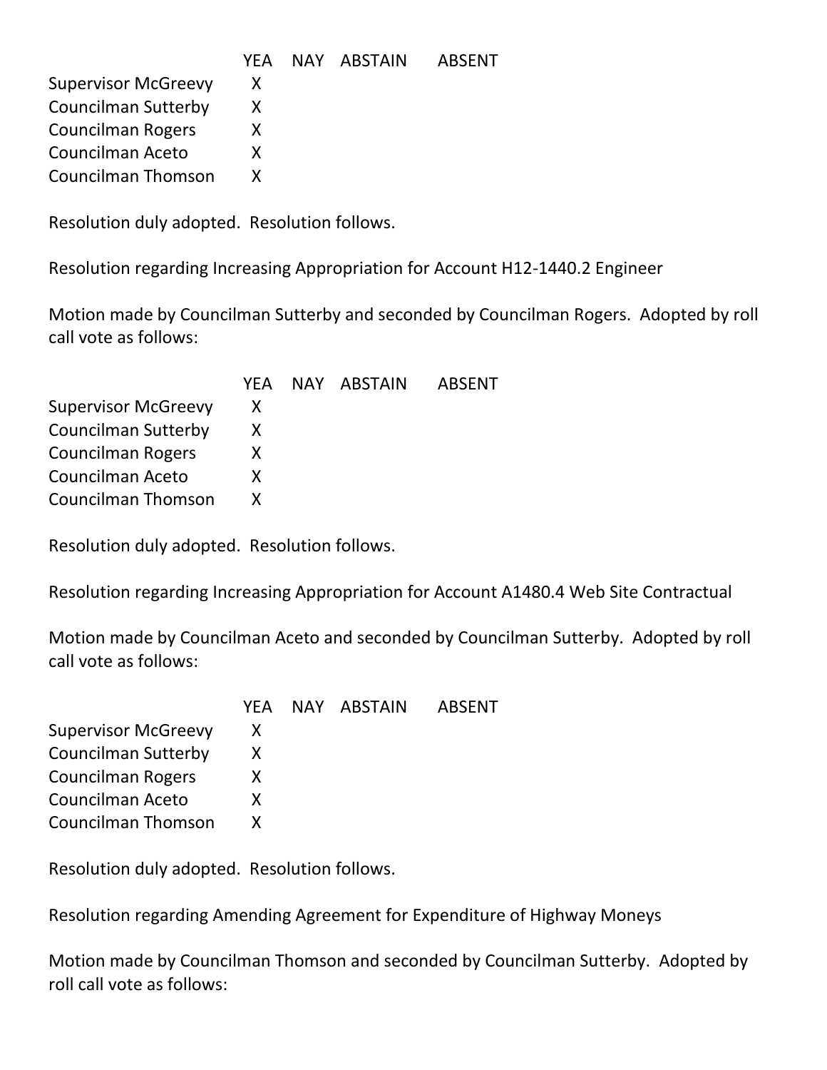| | YEA | NAY | ABSTAIN | ABSENT |
|---|---|---|---|---|
| Supervisor McGreevy | X | | | |
| Councilman Sutterby | X | | | |
| Councilman Rogers | X | | | |
| Councilman Aceto | X | | | |
| Councilman Thomson | X | | | |

Resolution duly adopted. Resolution follows.

Resolution regarding Increasing Appropriation for Account H12-1440.2 Engineer

Motion made by Councilman Sutterby and seconded by Councilman Rogers. Adopted by roll call vote as follows:

| | YEA | NAY | ABSTAIN | ABSENT |
|---|---|---|---|---|
| Supervisor McGreevy | X | | | |
| Councilman Sutterby | X | | | |
| Councilman Rogers | X | | | |
| Councilman Aceto | X | | | |
| Councilman Thomson | X | | | |

Resolution duly adopted. Resolution follows.

Resolution regarding Increasing Appropriation for Account A1480.4 Web Site Contractual

Motion made by Councilman Aceto and seconded by Councilman Sutterby. Adopted by roll call vote as follows:

| | YEA | NAY | ABSTAIN | ABSENT |
|---|---|---|---|---|
| Supervisor McGreevy | X | | | |
| Councilman Sutterby | X | | | |
| Councilman Rogers | X | | | |
| Councilman Aceto | X | | | |
| Councilman Thomson | X | | | |

Resolution duly adopted. Resolution follows.

Resolution regarding Amending Agreement for Expenditure of Highway Moneys

Motion made by Councilman Thomson and seconded by Councilman Sutterby. Adopted by roll call vote as follows: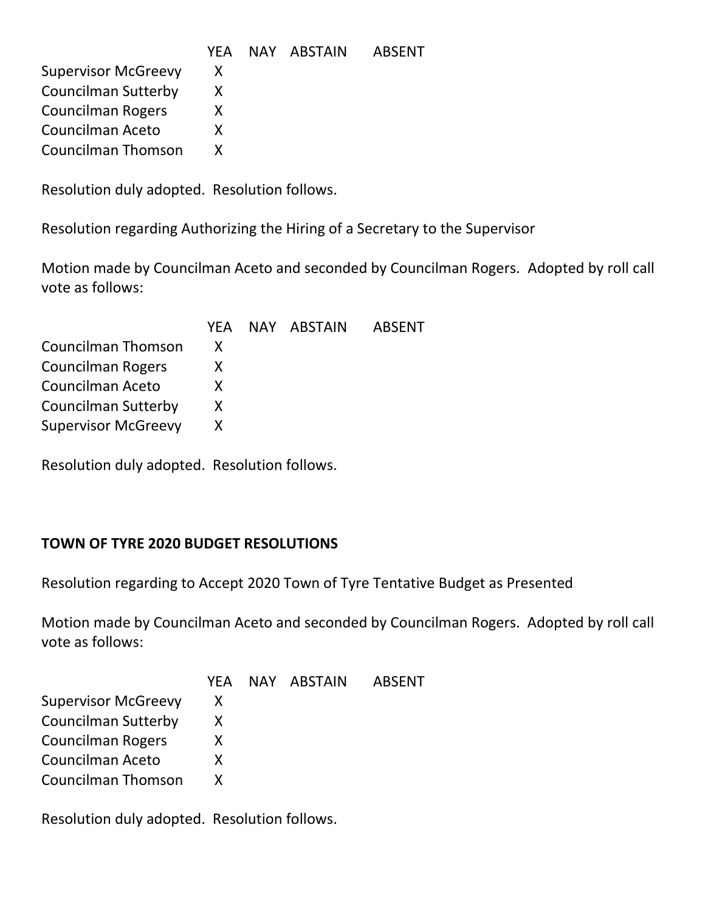| | YEA | NAY | ABSTAIN | ABSENT |
|---|---|---|---|---|
| Supervisor McGreevy | X | | | |
| Councilman Sutterby | X | | | |
| Councilman Rogers | X | | | |
| Councilman Aceto | X | | | |
| Councilman Thomson | X | | | |

Resolution duly adopted. Resolution follows.

Resolution regarding Authorizing the Hiring of a Secretary to the Supervisor

Motion made by Councilman Aceto and seconded by Councilman Rogers. Adopted by roll call vote as follows:

| | YEA | NAY | ABSTAIN | ABSENT |
|---|---|---|---|---|
| Councilman Thomson | X | | | |
| Councilman Rogers | X | | | |
| Councilman Aceto | X | | | |
| Councilman Sutterby | X | | | |
| Supervisor McGreevy | X | | | |

Resolution duly adopted. Resolution follows.

**TOWN OF TYRE 2020 BUDGET RESOLUTIONS**

Resolution regarding to Accept 2020 Town of Tyre Tentative Budget as Presented

Motion made by Councilman Aceto and seconded by Councilman Rogers. Adopted by roll call vote as follows:

| | YEA | NAY | ABSTAIN | ABSENT |
|---|---|---|---|---|
| Supervisor McGreevy | X | | | |
| Councilman Sutterby | X | | | |
| Councilman Rogers | X | | | |
| Councilman Aceto | X | | | |
| Councilman Thomson | X | | | |

Resolution duly adopted. Resolution follows.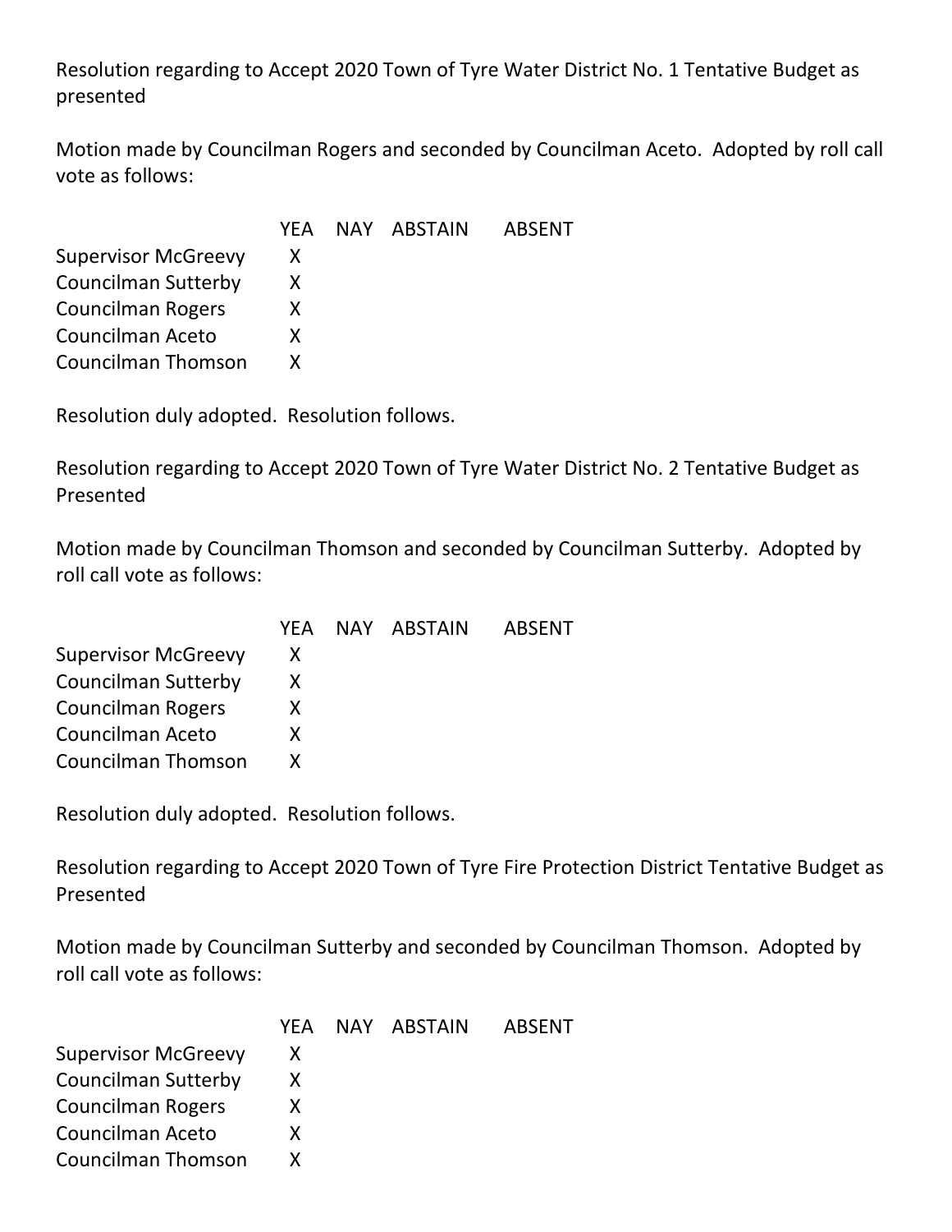Resolution regarding to Accept 2020 Town of Tyre Water District No. 1 Tentative Budget as presented

Motion made by Councilman Rogers and seconded by Councilman Aceto. Adopted by roll call vote as follows:

| | YEA | NAY | ABSTAIN | ABSENT |
|---|---|---|---|---|
| Supervisor McGreevy | X | | | |
| Councilman Sutterby | X | | | |
| Councilman Rogers | X | | | |
| Councilman Aceto | X | | | |
| Councilman Thomson | X | | | |

Resolution duly adopted. Resolution follows.

Resolution regarding to Accept 2020 Town of Tyre Water District No. 2 Tentative Budget as Presented

Motion made by Councilman Thomson and seconded by Councilman Sutterby. Adopted by roll call vote as follows:

| | YEA | NAY | ABSTAIN | ABSENT |
|---|---|---|---|---|
| Supervisor McGreevy | X | | | |
| Councilman Sutterby | X | | | |
| Councilman Rogers | X | | | |
| Councilman Aceto | X | | | |
| Councilman Thomson | X | | | |

Resolution duly adopted. Resolution follows.

Resolution regarding to Accept 2020 Town of Tyre Fire Protection District Tentative Budget as Presented

Motion made by Councilman Sutterby and seconded by Councilman Thomson. Adopted by roll call vote as follows:

| | YEA | NAY | ABSTAIN | ABSENT |
|---|---|---|---|---|
| Supervisor McGreevy | X | | | |
| Councilman Sutterby | X | | | |
| Councilman Rogers | X | | | |
| Councilman Aceto | X | | | |
| Councilman Thomson | X | | | |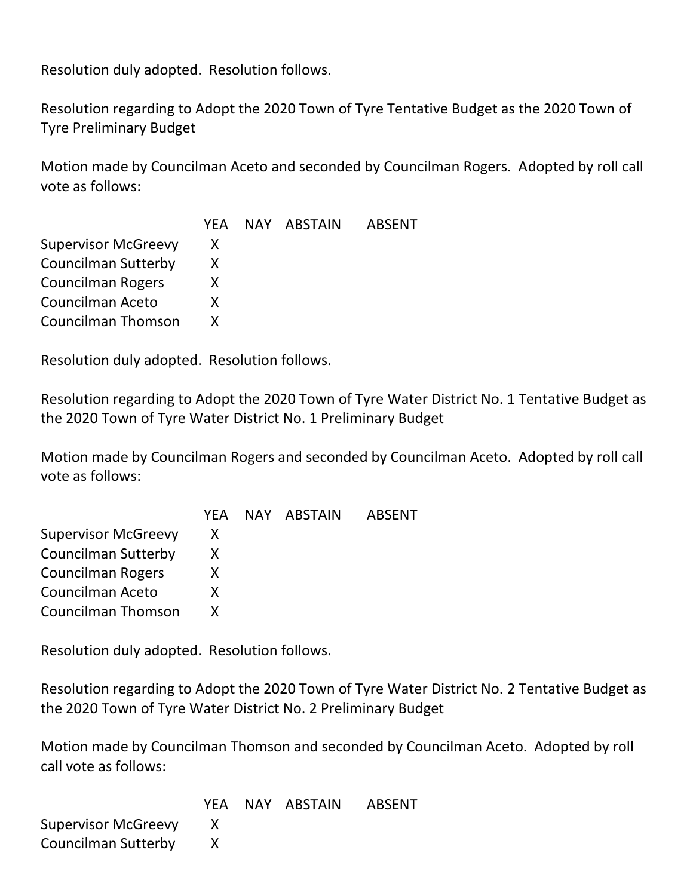Resolution duly adopted. Resolution follows.

Resolution regarding to Adopt the 2020 Town of Tyre Tentative Budget as the 2020 Town of Tyre Preliminary Budget

Motion made by Councilman Aceto and seconded by Councilman Rogers. Adopted by roll call vote as follows:

| | YEA | NAY | ABSTAIN | ABSENT |
|---|---|---|---|---|
| Supervisor McGreevy | X | | | |
| Councilman Sutterby | X | | | |
| Councilman Rogers | X | | | |
| Councilman Aceto | X | | | |
| Councilman Thomson | X | | | |

Resolution duly adopted. Resolution follows.

Resolution regarding to Adopt the 2020 Town of Tyre Water District No. 1 Tentative Budget as the 2020 Town of Tyre Water District No. 1 Preliminary Budget

Motion made by Councilman Rogers and seconded by Councilman Aceto. Adopted by roll call vote as follows:

| | YEA | NAY | ABSTAIN | ABSENT |
|---|---|---|---|---|
| Supervisor McGreevy | X | | | |
| Councilman Sutterby | X | | | |
| Councilman Rogers | X | | | |
| Councilman Aceto | X | | | |
| Councilman Thomson | X | | | |

Resolution duly adopted. Resolution follows.

Resolution regarding to Adopt the 2020 Town of Tyre Water District No. 2 Tentative Budget as the 2020 Town of Tyre Water District No. 2 Preliminary Budget

Motion made by Councilman Thomson and seconded by Councilman Aceto. Adopted by roll call vote as follows:

| | YEA | NAY | ABSTAIN | ABSENT |
|---|---|---|---|---|
| Supervisor McGreevy | X | | | |
| Councilman Sutterby | X | | | |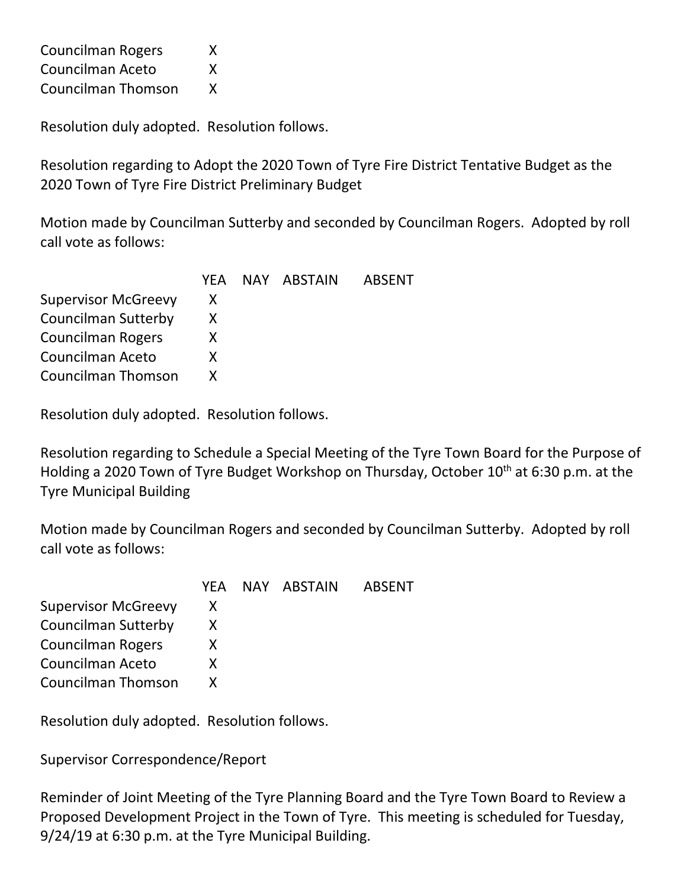| | YEA | NAY | ABSTAIN | ABSENT |
|---|---|---|---|---|
| Councilman Rogers | X | | | |
| Councilman Aceto | X | | | |
| Councilman Thomson | X | | | |

Resolution duly adopted. Resolution follows.

Resolution regarding to Adopt the 2020 Town of Tyre Fire District Tentative Budget as the 2020 Town of Tyre Fire District Preliminary Budget

Motion made by Councilman Sutterby and seconded by Councilman Rogers. Adopted by roll call vote as follows:

| | YEA | NAY | ABSTAIN | ABSENT |
|---|---|---|---|---|
| Supervisor McGreevy | X | | | |
| Councilman Sutterby | X | | | |
| Councilman Rogers | X | | | |
| Councilman Aceto | X | | | |
| Councilman Thomson | X | | | |

Resolution duly adopted. Resolution follows.

Resolution regarding to Schedule a Special Meeting of the Tyre Town Board for the Purpose of Holding a 2020 Town of Tyre Budget Workshop on Thursday, October 10th at 6:30 p.m. at the Tyre Municipal Building

Motion made by Councilman Rogers and seconded by Councilman Sutterby. Adopted by roll call vote as follows:

| | YEA | NAY | ABSTAIN | ABSENT |
|---|---|---|---|---|
| Supervisor McGreevy | X | | | |
| Councilman Sutterby | X | | | |
| Councilman Rogers | X | | | |
| Councilman Aceto | X | | | |
| Councilman Thomson | X | | | |

Resolution duly adopted. Resolution follows.

Supervisor Correspondence/Report

Reminder of Joint Meeting of the Tyre Planning Board and the Tyre Town Board to Review a Proposed Development Project in the Town of Tyre. This meeting is scheduled for Tuesday, 9/24/19 at 6:30 p.m. at the Tyre Municipal Building.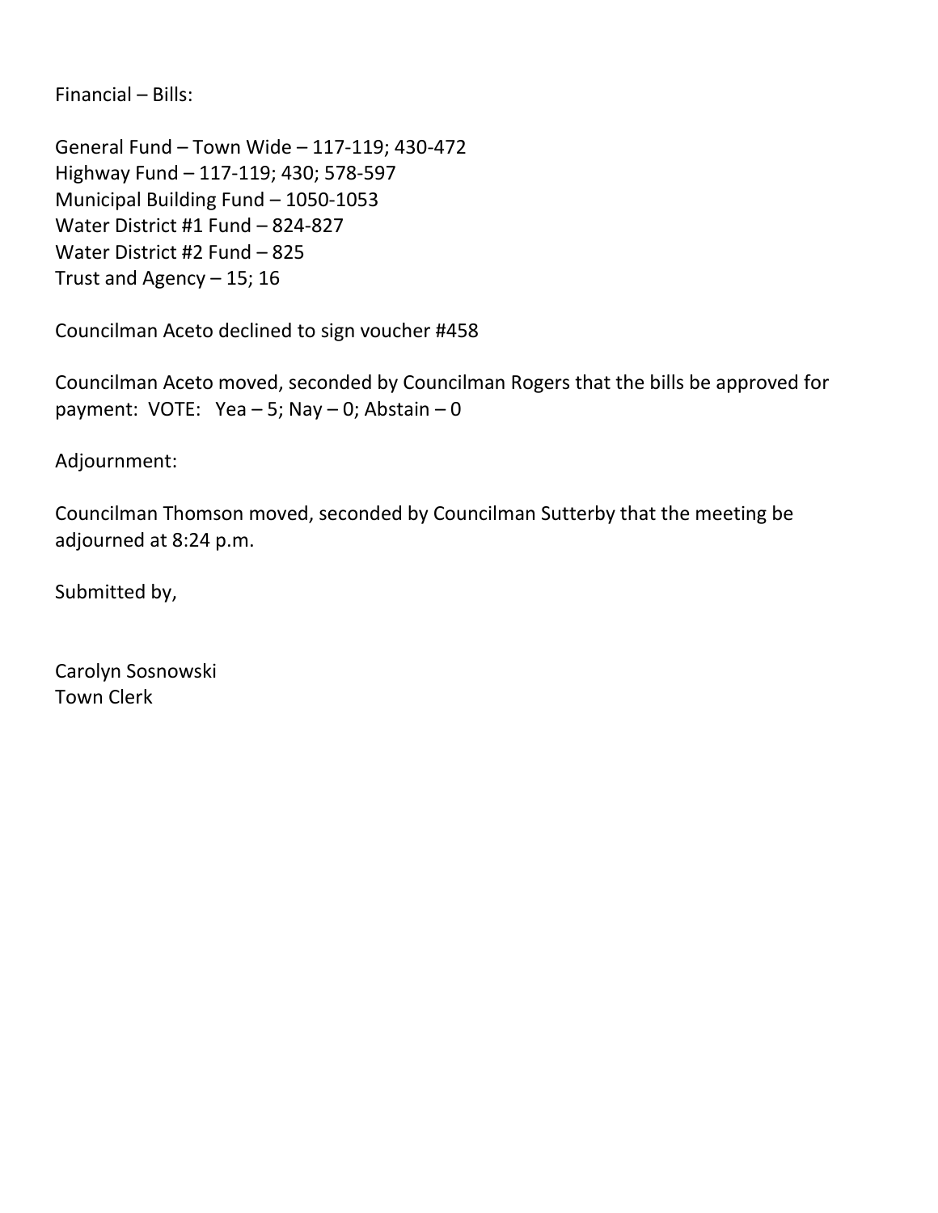Financial – Bills:

General Fund – Town Wide – 117-119; 430-472
Highway Fund – 117-119; 430; 578-597
Municipal Building Fund – 1050-1053
Water District #1 Fund – 824-827
Water District #2 Fund – 825
Trust and Agency – 15; 16

Councilman Aceto declined to sign voucher #458

Councilman Aceto moved, seconded by Councilman Rogers that the bills be approved for payment: VOTE: Yea – 5; Nay – 0; Abstain – 0

Adjournment:

Councilman Thomson moved, seconded by Councilman Sutterby that the meeting be adjourned at 8:24 p.m.

Submitted by,

Carolyn Sosnowski
Town Clerk